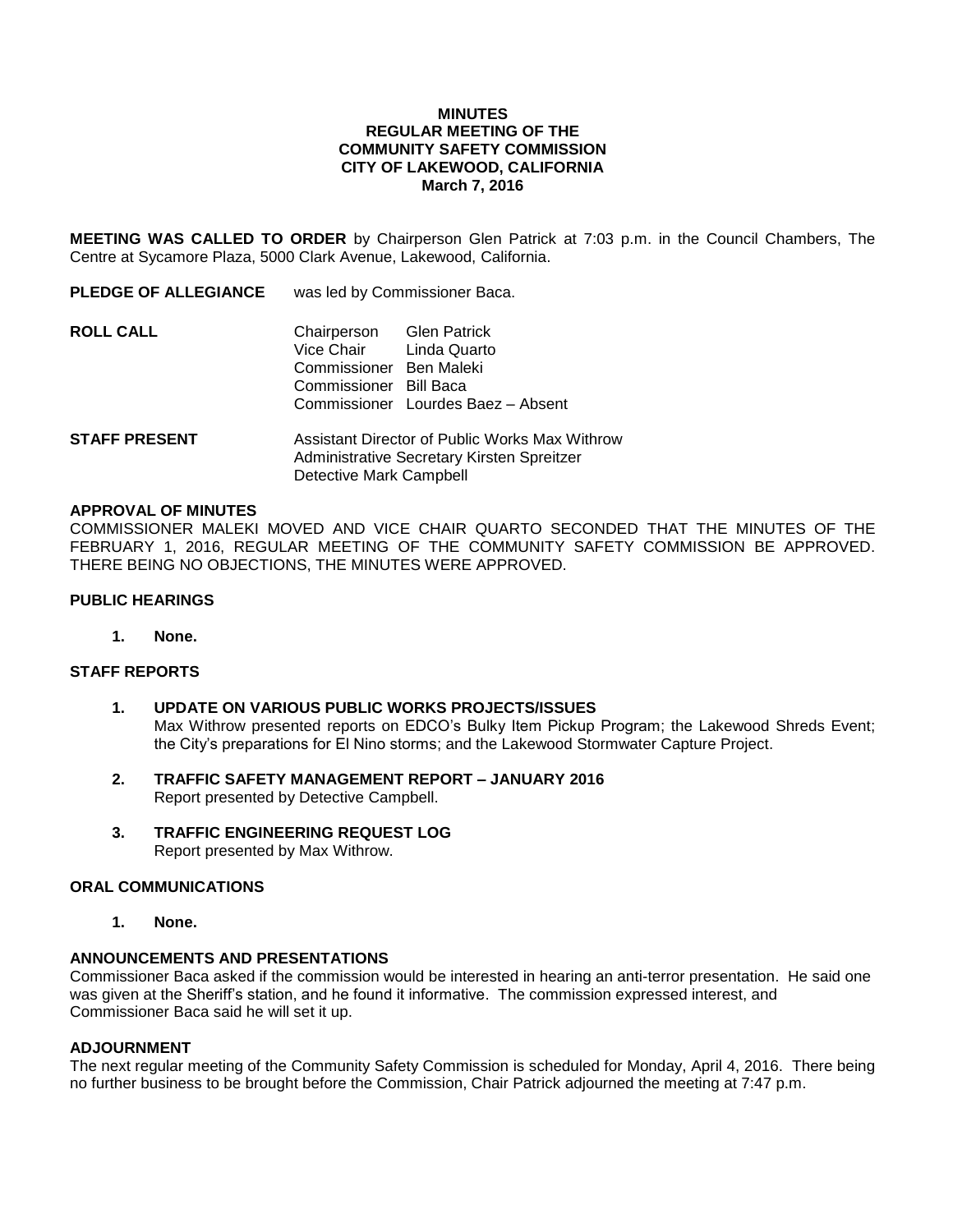**MINUTES**
**REGULAR MEETING OF THE**
**COMMUNITY SAFETY COMMISSION**
**CITY OF LAKEWOOD, CALIFORNIA**
**March 7, 2016**

**MEETING WAS CALLED TO ORDER** by Chairperson Glen Patrick at 7:03 p.m. in the Council Chambers, The Centre at Sycamore Plaza, 5000 Clark Avenue, Lakewood, California.

**PLEDGE OF ALLEGIANCE** was led by Commissioner Baca.

**ROLL CALL**

Chairperson Glen Patrick
Vice Chair Linda Quarto
Commissioner Ben Maleki
Commissioner Bill Baca
Commissioner Lourdes Baez – Absent

**STAFF PRESENT**

Assistant Director of Public Works Max Withrow
Administrative Secretary Kirsten Spreitzer
Detective Mark Campbell

**APPROVAL OF MINUTES**

COMMISSIONER MALEKI MOVED AND VICE CHAIR QUARTO SECONDED THAT THE MINUTES OF THE FEBRUARY 1, 2016, REGULAR MEETING OF THE COMMUNITY SAFETY COMMISSION BE APPROVED. THERE BEING NO OBJECTIONS, THE MINUTES WERE APPROVED.

**PUBLIC HEARINGS**

1. **None.**

**STAFF REPORTS**

1. **UPDATE ON VARIOUS PUBLIC WORKS PROJECTS/ISSUES**
   Max Withrow presented reports on EDCO's Bulky Item Pickup Program; the Lakewood Shreds Event; the City's preparations for El Nino storms; and the Lakewood Stormwater Capture Project.

2. **TRAFFIC SAFETY MANAGEMENT REPORT – JANUARY 2016**
   Report presented by Detective Campbell.

3. **TRAFFIC ENGINEERING REQUEST LOG**
   Report presented by Max Withrow.

**ORAL COMMUNICATIONS**

1. **None.**

**ANNOUNCEMENTS AND PRESENTATIONS**

Commissioner Baca asked if the commission would be interested in hearing an anti-terror presentation. He said one was given at the Sheriff's station, and he found it informative. The commission expressed interest, and Commissioner Baca said he will set it up.

**ADJOURNMENT**

The next regular meeting of the Community Safety Commission is scheduled for Monday, April 4, 2016. There being no further business to be brought before the Commission, Chair Patrick adjourned the meeting at 7:47 p.m.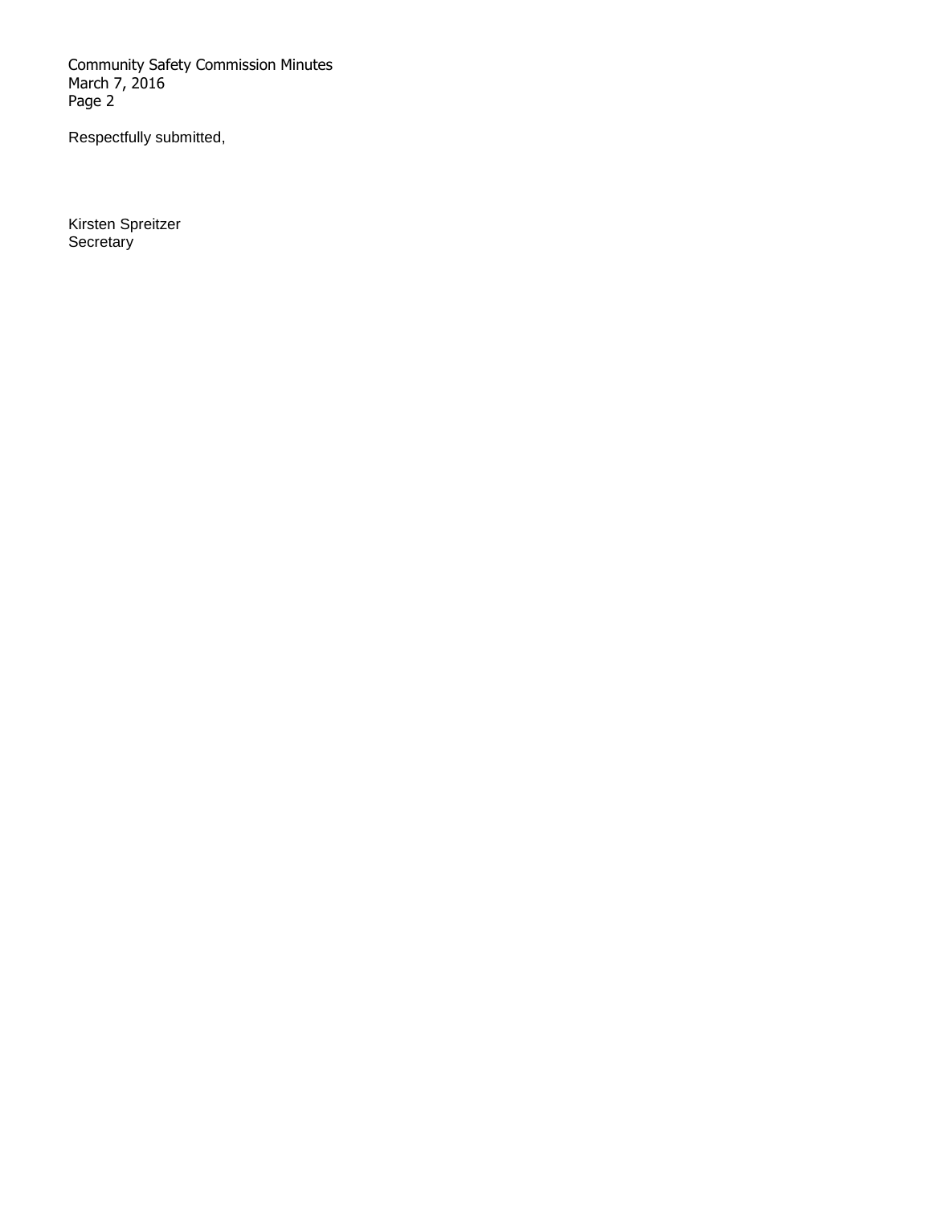Respectfully submitted,

Kirsten Spreitzer
Secretary